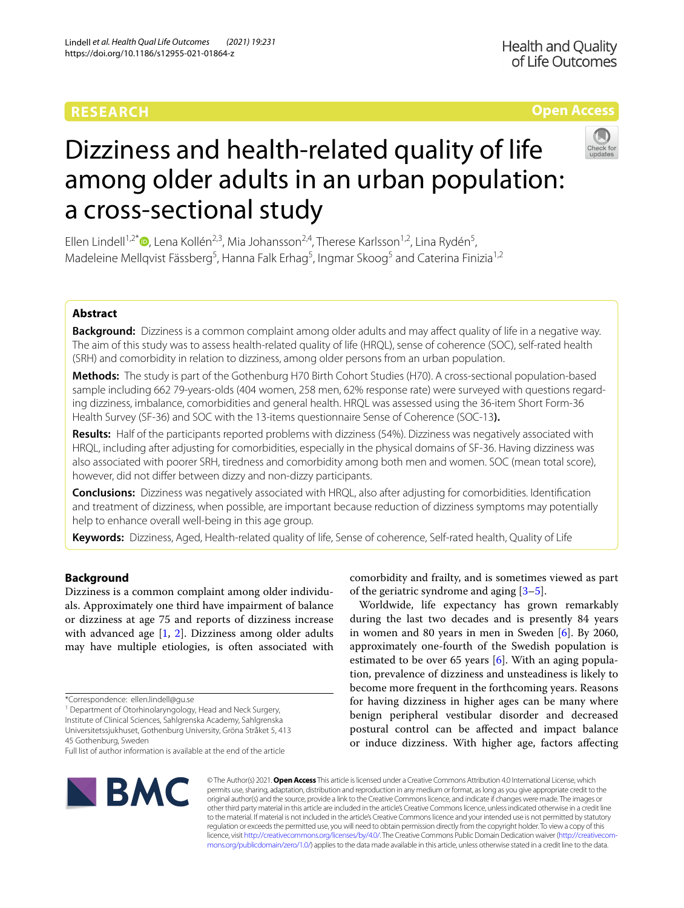RESEARCH

Open Access

# Dizziness and health-related quality of life among older adults in an urban population: a cross-sectional study

Ellen Lindell[1,2*], Lena Kollén[2,3], Mia Johansson[2,4], Therese Karlsson[1,2], Lina Rydén[5], Madeleine Mellqvist Fässberg[5], Hanna Falk Erhag[5], Ingmar Skoog[5] and Caterina Finizia[1,2]

## Abstract

**Background:** Dizziness is a common complaint among older adults and may affect quality of life in a negative way. The aim of this study was to assess health-related quality of life (HRQL), sense of coherence (SOC), self-rated health (SRH) and comorbidity in relation to dizziness, among older persons from an urban population.

**Methods:** The study is part of the Gothenburg H70 Birth Cohort Studies (H70). A cross-sectional population-based sample including 662 79-years-olds (404 women, 258 men, 62% response rate) were surveyed with questions regarding dizziness, imbalance, comorbidities and general health. HRQL was assessed using the 36-item Short Form-36 Health Survey (SF-36) and SOC with the 13-items questionnaire Sense of Coherence (SOC-13**).**

**Results:** Half of the participants reported problems with dizziness (54%). Dizziness was negatively associated with HRQL, including after adjusting for comorbidities, especially in the physical domains of SF-36. Having dizziness was also associated with poorer SRH, tiredness and comorbidity among both men and women. SOC (mean total score), however, did not differ between dizzy and non-dizzy participants.

**Conclusions:** Dizziness was negatively associated with HRQL, also after adjusting for comorbidities. Identification and treatment of dizziness, when possible, are important because reduction of dizziness symptoms may potentially help to enhance overall well-being in this age group.

**Keywords:** Dizziness, Aged, Health-related quality of life, Sense of coherence, Self-rated health, Quality of Life

## Background

Dizziness is a common complaint among older individuals. Approximately one third have impairment of balance or dizziness at age 75 and reports of dizziness increase with advanced age [1, 2]. Dizziness among older adults may have multiple etiologies, is often associated with comorbidity and frailty, and is sometimes viewed as part of the geriatric syndrome and aging [3–5].

Worldwide, life expectancy has grown remarkably during the last two decades and is presently 84 years in women and 80 years in men in Sweden [6]. By 2060, approximately one-fourth of the Swedish population is estimated to be over 65 years [6]. With an aging population, prevalence of dizziness and unsteadiness is likely to become more frequent in the forthcoming years. Reasons for having dizziness in higher ages can be many where benign peripheral vestibular disorder and decreased postural control can be affected and impact balance or induce dizziness. With higher age, factors affecting

*Correspondence: ellen.lindell@gu.se

[1] Department of Otorhinolaryngology, Head and Neck Surgery, Institute of Clinical Sciences, Sahlgrenska Academy, Sahlgrenska Universitetssjukhuset, Gothenburg University, Gröna Stråket 5, 413 45 Gothenburg, Sweden

Full list of author information is available at the end of the article

© The Author(s) 2021. **Open Access** This article is licensed under a Creative Commons Attribution 4.0 International License, which permits use, sharing, adaptation, distribution and reproduction in any medium or format, as long as you give appropriate credit to the original author(s) and the source, provide a link to the Creative Commons licence, and indicate if changes were made. The images or other third party material in this article are included in the article's Creative Commons licence, unless indicated otherwise in a credit line to the material. If material is not included in the article's Creative Commons licence and your intended use is not permitted by statutory regulation or exceeds the permitted use, you will need to obtain permission directly from the copyright holder. To view a copy of this licence, visit http://creativecommons.org/licenses/by/4.0/. The Creative Commons Public Domain Dedication waiver (http://creativecommons.org/publicdomain/zero/1.0/) applies to the data made available in this article, unless otherwise stated in a credit line to the data.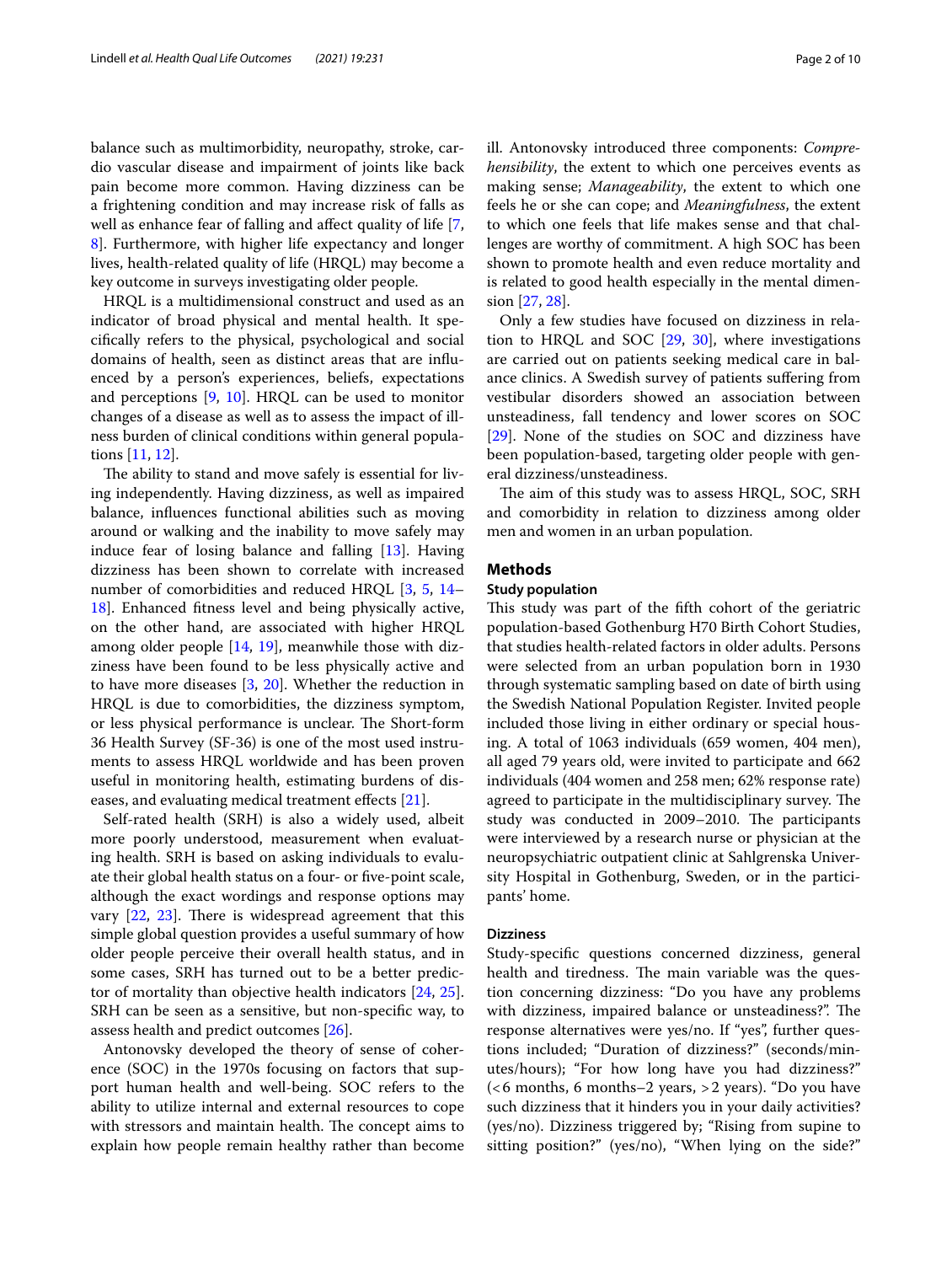balance such as multimorbidity, neuropathy, stroke, cardio vascular disease and impairment of joints like back pain become more common. Having dizziness can be a frightening condition and may increase risk of falls as well as enhance fear of falling and affect quality of life [7, 8]. Furthermore, with higher life expectancy and longer lives, health-related quality of life (HRQL) may become a key outcome in surveys investigating older people.

HRQL is a multidimensional construct and used as an indicator of broad physical and mental health. It specifically refers to the physical, psychological and social domains of health, seen as distinct areas that are influenced by a person's experiences, beliefs, expectations and perceptions [9, 10]. HRQL can be used to monitor changes of a disease as well as to assess the impact of illness burden of clinical conditions within general populations [11, 12].

The ability to stand and move safely is essential for living independently. Having dizziness, as well as impaired balance, influences functional abilities such as moving around or walking and the inability to move safely may induce fear of losing balance and falling [13]. Having dizziness has been shown to correlate with increased number of comorbidities and reduced HRQL [3, 5, 14–18]. Enhanced fitness level and being physically active, on the other hand, are associated with higher HRQL among older people [14, 19], meanwhile those with dizziness have been found to be less physically active and to have more diseases [3, 20]. Whether the reduction in HRQL is due to comorbidities, the dizziness symptom, or less physical performance is unclear. The Short-form 36 Health Survey (SF-36) is one of the most used instruments to assess HRQL worldwide and has been proven useful in monitoring health, estimating burdens of diseases, and evaluating medical treatment effects [21].

Self-rated health (SRH) is also a widely used, albeit more poorly understood, measurement when evaluating health. SRH is based on asking individuals to evaluate their global health status on a four- or five-point scale, although the exact wordings and response options may vary [22, 23]. There is widespread agreement that this simple global question provides a useful summary of how older people perceive their overall health status, and in some cases, SRH has turned out to be a better predictor of mortality than objective health indicators [24, 25]. SRH can be seen as a sensitive, but non-specific way, to assess health and predict outcomes [26].

Antonovsky developed the theory of sense of coherence (SOC) in the 1970s focusing on factors that support human health and well-being. SOC refers to the ability to utilize internal and external resources to cope with stressors and maintain health. The concept aims to explain how people remain healthy rather than become ill. Antonovsky introduced three components: *Comprehensibility*, the extent to which one perceives events as making sense; *Manageability*, the extent to which one feels he or she can cope; and *Meaningfulness*, the extent to which one feels that life makes sense and that challenges are worthy of commitment. A high SOC has been shown to promote health and even reduce mortality and is related to good health especially in the mental dimension [27, 28].

Only a few studies have focused on dizziness in relation to HRQL and SOC [29, 30], where investigations are carried out on patients seeking medical care in balance clinics. A Swedish survey of patients suffering from vestibular disorders showed an association between unsteadiness, fall tendency and lower scores on SOC [29]. None of the studies on SOC and dizziness have been population-based, targeting older people with general dizziness/unsteadiness.

The aim of this study was to assess HRQL, SOC, SRH and comorbidity in relation to dizziness among older men and women in an urban population.

## Methods

### Study population

This study was part of the fifth cohort of the geriatric population-based Gothenburg H70 Birth Cohort Studies, that studies health-related factors in older adults. Persons were selected from an urban population born in 1930 through systematic sampling based on date of birth using the Swedish National Population Register. Invited people included those living in either ordinary or special housing. A total of 1063 individuals (659 women, 404 men), all aged 79 years old, were invited to participate and 662 individuals (404 women and 258 men; 62% response rate) agreed to participate in the multidisciplinary survey. The study was conducted in 2009–2010. The participants were interviewed by a research nurse or physician at the neuropsychiatric outpatient clinic at Sahlgrenska University Hospital in Gothenburg, Sweden, or in the participants' home.

### Dizziness

Study-specific questions concerned dizziness, general health and tiredness. The main variable was the question concerning dizziness: "Do you have any problems with dizziness, impaired balance or unsteadiness?". The response alternatives were yes/no. If "yes", further questions included; "Duration of dizziness?" (seconds/minutes/hours); "For how long have you had dizziness?" (<6 months, 6 months–2 years, >2 years). "Do you have such dizziness that it hinders you in your daily activities? (yes/no). Dizziness triggered by; "Rising from supine to sitting position?" (yes/no), "When lying on the side?"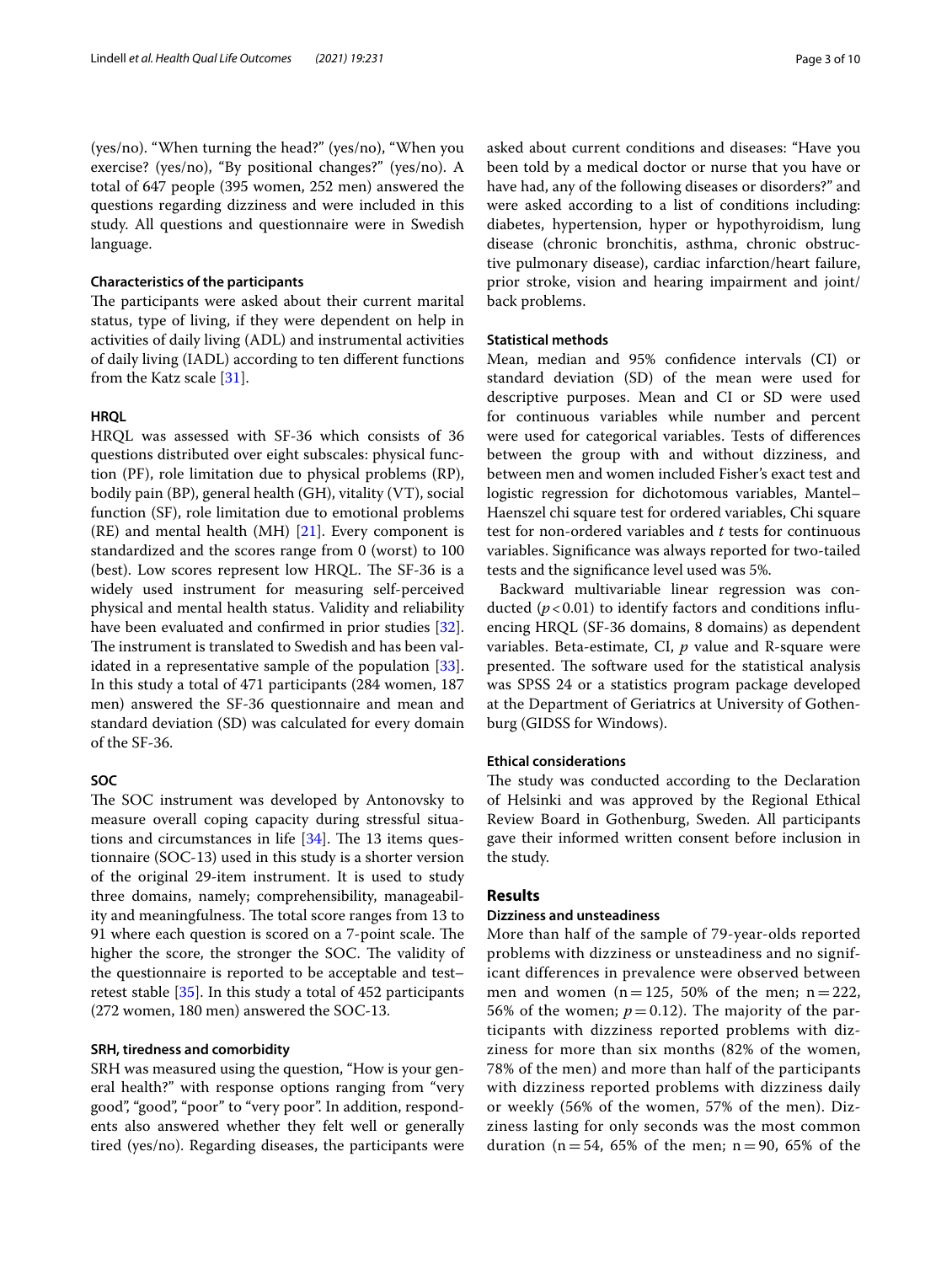(yes/no). "When turning the head?" (yes/no), "When you exercise? (yes/no), "By positional changes?" (yes/no). A total of 647 people (395 women, 252 men) answered the questions regarding dizziness and were included in this study. All questions and questionnaire were in Swedish language.

#### Characteristics of the participants

The participants were asked about their current marital status, type of living, if they were dependent on help in activities of daily living (ADL) and instrumental activities of daily living (IADL) according to ten different functions from the Katz scale [31].

#### HRQL

HRQL was assessed with SF-36 which consists of 36 questions distributed over eight subscales: physical function (PF), role limitation due to physical problems (RP), bodily pain (BP), general health (GH), vitality (VT), social function (SF), role limitation due to emotional problems (RE) and mental health (MH) [21]. Every component is standardized and the scores range from 0 (worst) to 100 (best). Low scores represent low HRQL. The SF-36 is a widely used instrument for measuring self-perceived physical and mental health status. Validity and reliability have been evaluated and confirmed in prior studies [32]. The instrument is translated to Swedish and has been validated in a representative sample of the population [33]. In this study a total of 471 participants (284 women, 187 men) answered the SF-36 questionnaire and mean and standard deviation (SD) was calculated for every domain of the SF-36.

#### SOC

The SOC instrument was developed by Antonovsky to measure overall coping capacity during stressful situations and circumstances in life [34]. The 13 items questionnaire (SOC-13) used in this study is a shorter version of the original 29-item instrument. It is used to study three domains, namely; comprehensibility, manageability and meaningfulness. The total score ranges from 13 to 91 where each question is scored on a 7-point scale. The higher the score, the stronger the SOC. The validity of the questionnaire is reported to be acceptable and test–retest stable [35]. In this study a total of 452 participants (272 women, 180 men) answered the SOC-13.

#### SRH, tiredness and comorbidity

SRH was measured using the question, "How is your general health?" with response options ranging from "very good", "good", "poor" to "very poor". In addition, respondents also answered whether they felt well or generally tired (yes/no). Regarding diseases, the participants were asked about current conditions and diseases: "Have you been told by a medical doctor or nurse that you have or have had, any of the following diseases or disorders?" and were asked according to a list of conditions including: diabetes, hypertension, hyper or hypothyroidism, lung disease (chronic bronchitis, asthma, chronic obstructive pulmonary disease), cardiac infarction/heart failure, prior stroke, vision and hearing impairment and joint/back problems.

#### Statistical methods

Mean, median and 95% confidence intervals (CI) or standard deviation (SD) of the mean were used for descriptive purposes. Mean and CI or SD were used for continuous variables while number and percent were used for categorical variables. Tests of differences between the group with and without dizziness, and between men and women included Fisher's exact test and logistic regression for dichotomous variables, Mantel–Haenszel chi square test for ordered variables, Chi square test for non-ordered variables and *t* tests for continuous variables. Significance was always reported for two-tailed tests and the significance level used was 5%.

Backward multivariable linear regression was conducted ($p<0.01$) to identify factors and conditions influencing HRQL (SF-36 domains, 8 domains) as dependent variables. Beta-estimate, CI, *p* value and R-square were presented. The software used for the statistical analysis was SPSS 24 or a statistics program package developed at the Department of Geriatrics at University of Gothenburg (GIDSS for Windows).

#### Ethical considerations

The study was conducted according to the Declaration of Helsinki and was approved by the Regional Ethical Review Board in Gothenburg, Sweden. All participants gave their informed written consent before inclusion in the study.

## Results

#### Dizziness and unsteadiness

More than half of the sample of 79-year-olds reported problems with dizziness or unsteadiness and no significant differences in prevalence were observed between men and women ($n=125$, 50% of the men; $n=222$, 56% of the women; $p=0.12$). The majority of the participants with dizziness reported problems with dizziness for more than six months (82% of the women, 78% of the men) and more than half of the participants with dizziness reported problems with dizziness daily or weekly (56% of the women, 57% of the men). Dizziness lasting for only seconds was the most common duration ($n=54$, 65% of the men; $n=90$, 65% of the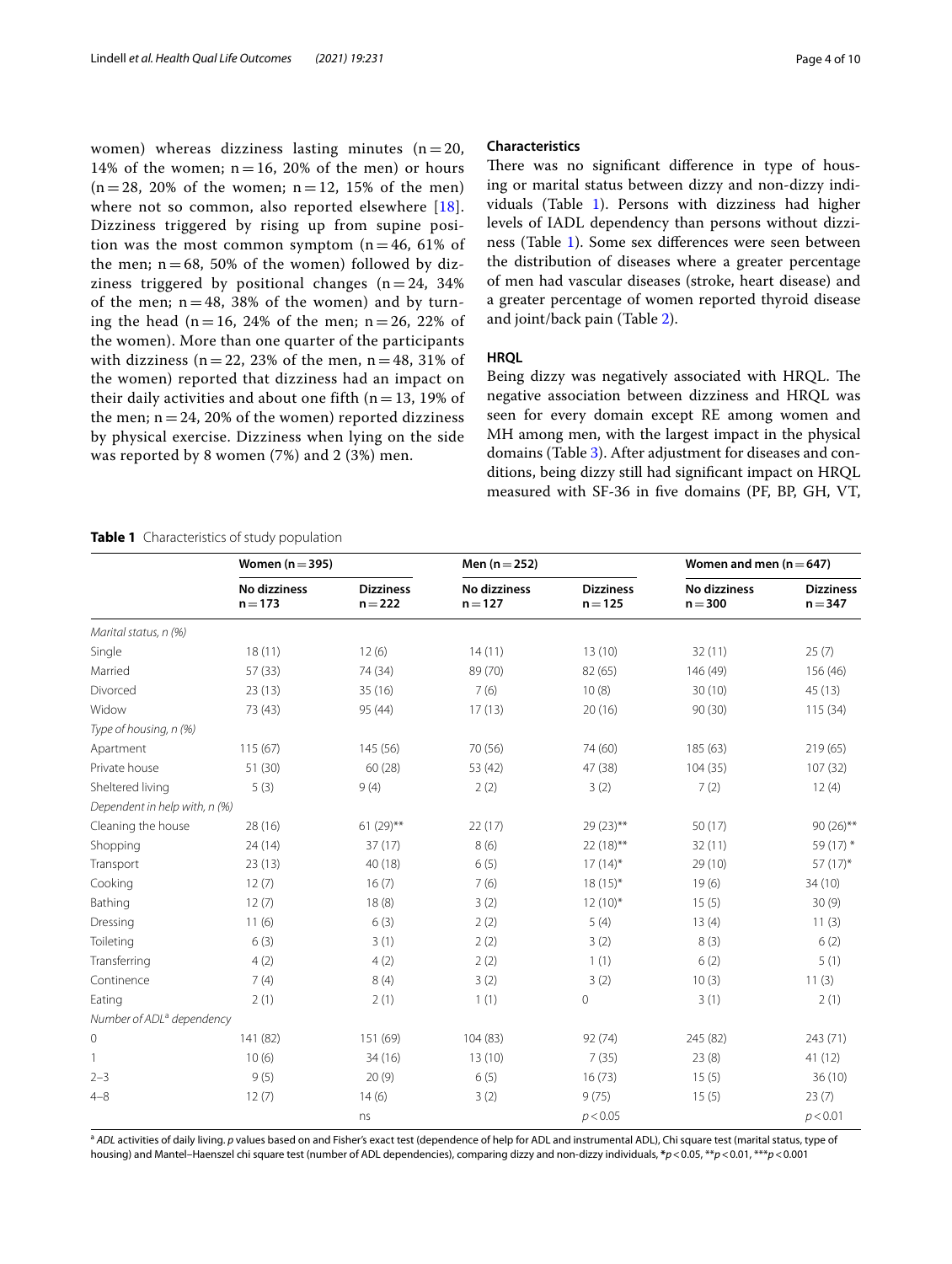women) whereas dizziness lasting minutes (n = 20, 14% of the women; n = 16, 20% of the men) or hours (n = 28, 20% of the women; n = 12, 15% of the men) where not so common, also reported elsewhere [18]. Dizziness triggered by rising up from supine position was the most common symptom (n = 46, 61% of the men; n = 68, 50% of the women) followed by dizziness triggered by positional changes (n = 24, 34% of the men; n = 48, 38% of the women) and by turning the head (n = 16, 24% of the men; n = 26, 22% of the women). More than one quarter of the participants with dizziness (n = 22, 23% of the men, n = 48, 31% of the women) reported that dizziness had an impact on their daily activities and about one fifth (n = 13, 19% of the men; n = 24, 20% of the women) reported dizziness by physical exercise. Dizziness when lying on the side was reported by 8 women (7%) and 2 (3%) men.

## Characteristics

There was no significant difference in type of housing or marital status between dizzy and non-dizzy individuals (Table 1). Persons with dizziness had higher levels of IADL dependency than persons without dizziness (Table 1). Some sex differences were seen between the distribution of diseases where a greater percentage of men had vascular diseases (stroke, heart disease) and a greater percentage of women reported thyroid disease and joint/back pain (Table 2).

## HRQL

Being dizzy was negatively associated with HRQL. The negative association between dizziness and HRQL was seen for every domain except RE among women and MH among men, with the largest impact in the physical domains (Table 3). After adjustment for diseases and conditions, being dizzy still had significant impact on HRQL measured with SF-36 in five domains (PF, BP, GH, VT,

**Table 1** Characteristics of study population

| | Women (n = 395) | | Men (n = 252) | | Women and men (n = 647) | |
|---|---|---|---|---|---|---|
| | No dizziness n = 173 | Dizziness n = 222 | No dizziness n = 127 | Dizziness n = 125 | No dizziness n = 300 | Dizziness n = 347 |
| *Marital status, n (%)* | | | | | | |
| Single | 18 (11) | 12 (6) | 14 (11) | 13 (10) | 32 (11) | 25 (7) |
| Married | 57 (33) | 74 (34) | 89 (70) | 82 (65) | 146 (49) | 156 (46) |
| Divorced | 23 (13) | 35 (16) | 7 (6) | 10 (8) | 30 (10) | 45 (13) |
| Widow | 73 (43) | 95 (44) | 17 (13) | 20 (16) | 90 (30) | 115 (34) |
| *Type of housing, n (%)* | | | | | | |
| Apartment | 115 (67) | 145 (56) | 70 (56) | 74 (60) | 185 (63) | 219 (65) |
| Private house | 51 (30) | 60 (28) | 53 (42) | 47 (38) | 104 (35) | 107 (32) |
| Sheltered living | 5 (3) | 9 (4) | 2 (2) | 3 (2) | 7 (2) | 12 (4) |
| *Dependent in help with, n (%)* | | | | | | |
| Cleaning the house | 28 (16) | 61 (29)** | 22 (17) | 29 (23)** | 50 (17) | 90 (26)** |
| Shopping | 24 (14) | 37 (17) | 8 (6) | 22 (18)** | 32 (11) | 59 (17) * |
| Transport | 23 (13) | 40 (18) | 6 (5) | 17 (14)* | 29 (10) | 57 (17)* |
| Cooking | 12 (7) | 16 (7) | 7 (6) | 18 (15)* | 19 (6) | 34 (10) |
| Bathing | 12 (7) | 18 (8) | 3 (2) | 12 (10)* | 15 (5) | 30 (9) |
| Dressing | 11 (6) | 6 (3) | 2 (2) | 5 (4) | 13 (4) | 11 (3) |
| Toileting | 6 (3) | 3 (1) | 2 (2) | 3 (2) | 8 (3) | 6 (2) |
| Transferring | 4 (2) | 4 (2) | 2 (2) | 1 (1) | 6 (2) | 5 (1) |
| Continence | 7 (4) | 8 (4) | 3 (2) | 3 (2) | 10 (3) | 11 (3) |
| Eating | 2 (1) | 2 (1) | 1 (1) | 0 | 3 (1) | 2 (1) |
| *Number of ADL[a] dependency* | | | | | | |
| 0 | 141 (82) | 151 (69) | 104 (83) | 92 (74) | 245 (82) | 243 (71) |
| 1 | 10 (6) | 34 (16) | 13 (10) | 7 (35) | 23 (8) | 41 (12) |
| 2–3 | 9 (5) | 20 (9) | 6 (5) | 16 (73) | 15 (5) | 36 (10) |
| 4–8 | 12 (7) | 14 (6) | 3 (2) | 9 (75) | 15 (5) | 23 (7) |
| | | ns | | $p < 0.05$ | | $p < 0.01$ |

[a] *ADL* activities of daily living. *p* values based on and Fisher's exact test (dependence of help for ADL and instrumental ADL), Chi square test (marital status, type of housing) and Mantel–Haenszel chi square test (number of ADL dependencies), comparing dizzy and non-dizzy individuals, *$p < 0.05$, **$p < 0.01$, ***$p < 0.001$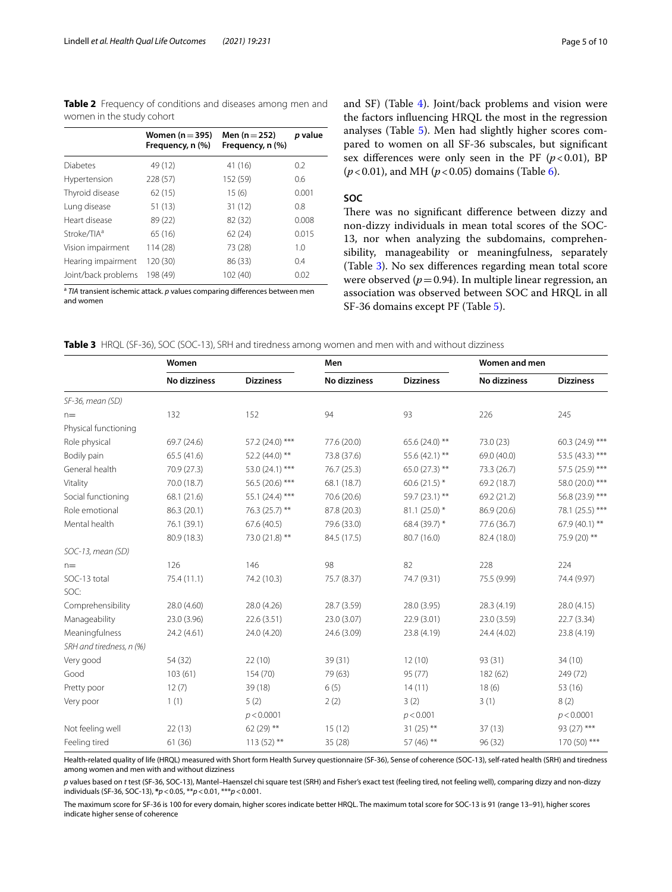**Table 2** Frequency of conditions and diseases among men and women in the study cohort

| | Women (n = 395) Frequency, n (%) | Men (n = 252) Frequency, n (%) | *p* value |
|---|---|---|---|
| Diabetes | 49 (12) | 41 (16) | 0.2 |
| Hypertension | 228 (57) | 152 (59) | 0.6 |
| Thyroid disease | 62 (15) | 15 (6) | 0.001 |
| Lung disease | 51 (13) | 31 (12) | 0.8 |
| Heart disease | 89 (22) | 82 (32) | 0.008 |
| Stroke/TIA[a] | 65 (16) | 62 (24) | 0.015 |
| Vision impairment | 114 (28) | 73 (28) | 1.0 |
| Hearing impairment | 120 (30) | 86 (33) | 0.4 |
| Joint/back problems | 198 (49) | 102 (40) | 0.02 |

[a] *TIA* transient ischemic attack. *p* values comparing differences between men and women

and SF) (Table 4). Joint/back problems and vision were the factors influencing HRQL the most in the regression analyses (Table 5). Men had slightly higher scores compared to women on all SF-36 subscales, but significant sex differences were only seen in the PF ($p<0.01$), BP ($p<0.01$), and MH ($p<0.05$) domains (Table 6).

## SOC

There was no significant difference between dizzy and non-dizzy individuals in mean total scores of the SOC-13, nor when analyzing the subdomains, comprehensibility, manageability or meaningfulness, separately (Table 3). No sex differences regarding mean total score were observed ($p=0.94$). In multiple linear regression, an association was observed between SOC and HRQL in all SF-36 domains except PF (Table 5).

**Table 3** HRQL (SF-36), SOC (SOC-13), SRH and tiredness among women and men with and without dizziness

| | Women | | Men | | Women and men | |
|---|---|---|---|---|---|---|
| | No dizziness | Dizziness | No dizziness | Dizziness | No dizziness | Dizziness |
| *SF-36, mean (SD)* | | | | | | |
| n= | 132 | 152 | 94 | 93 | 226 | 245 |
| Physical functioning | | | | | | |
| Role physical | 69.7 (24.6) | 57.2 (24.0) *** | 77.6 (20.0) | 65.6 (24.0) ** | 73.0 (23) | 60.3 (24.9) *** |
| Bodily pain | 65.5 (41.6) | 52.2 (44.0) ** | 73.8 (37.6) | 55.6 (42.1) ** | 69.0 (40.0) | 53.5 (43.3) *** |
| General health | 70.9 (27.3) | 53.0 (24.1) *** | 76.7 (25.3) | 65.0 (27.3) ** | 73.3 (26.7) | 57.5 (25.9) *** |
| Vitality | 70.0 (18.7) | 56.5 (20.6) *** | 68.1 (18.7) | 60.6 (21.5) * | 69.2 (18.7) | 58.0 (20.0) *** |
| Social functioning | 68.1 (21.6) | 55.1 (24.4) *** | 70.6 (20.6) | 59.7 (23.1) ** | 69.2 (21.2) | 56.8 (23.9) *** |
| Role emotional | 86.3 (20.1) | 76.3 (25.7) ** | 87.8 (20.3) | 81.1 (25.0) * | 86.9 (20.6) | 78.1 (25.5) *** |
| Mental health | 76.1 (39.1) | 67.6 (40.5) | 79.6 (33.0) | 68.4 (39.7) * | 77.6 (36.7) | 67.9 (40.1) ** |
| | 80.9 (18.3) | 73.0 (21.8) ** | 84.5 (17.5) | 80.7 (16.0) | 82.4 (18.0) | 75.9 (20) ** |
| *SOC-13, mean (SD)* | | | | | | |
| n= | 126 | 146 | 98 | 82 | 228 | 224 |
| SOC-13 total | 75.4 (11.1) | 74.2 (10.3) | 75.7 (8.37) | 74.7 (9.31) | 75.5 (9.99) | 74.4 (9.97) |
| SOC: | | | | | | |
| Comprehensibility | 28.0 (4.60) | 28.0 (4.26) | 28.7 (3.59) | 28.0 (3.95) | 28.3 (4.19) | 28.0 (4.15) |
| Manageability | 23.0 (3.96) | 22.6 (3.51) | 23.0 (3.07) | 22.9 (3.01) | 23.0 (3.59) | 22.7 (3.34) |
| Meaningfulness | 24.2 (4.61) | 24.0 (4.20) | 24.6 (3.09) | 23.8 (4.19) | 24.4 (4.02) | 23.8 (4.19) |
| *SRH and tiredness, n (%)* | | | | | | |
| Very good | 54 (32) | 22 (10) | 39 (31) | 12 (10) | 93 (31) | 34 (10) |
| Good | 103 (61) | 154 (70) | 79 (63) | 95 (77) | 182 (62) | 249 (72) |
| Pretty poor | 12 (7) | 39 (18) | 6 (5) | 14 (11) | 18 (6) | 53 (16) |
| Very poor | 1 (1) | 5 (2) | 2 (2) | 3 (2) | 3 (1) | 8 (2) |
| | | $p<0.0001$ | | $p<0.001$ | | $p<0.0001$ |
| Not feeling well | 22 (13) | 62 (29) ** | 15 (12) | 31 (25) ** | 37 (13) | 93 (27) *** |
| Feeling tired | 61 (36) | 113 (52) ** | 35 (28) | 57 (46) ** | 96 (32) | 170 (50) *** |

Health-related quality of life (HRQL) measured with Short form Health Survey questionnaire (SF-36), Sense of coherence (SOC-13), self-rated health (SRH) and tiredness among women and men with and without dizziness

*p* values based on *t* test (SF-36, SOC-13), Mantel–Haenszel chi square test (SRH) and Fisher's exact test (feeling tired, not feeling well), comparing dizzy and non-dizzy individuals (SF-36, SOC-13), \*$p<0.05$, \*\*$p<0.01$, \*\*\*$p<0.001$.

The maximum score for SF-36 is 100 for every domain, higher scores indicate better HRQL. The maximum total score for SOC-13 is 91 (range 13–91), higher scores indicate higher sense of coherence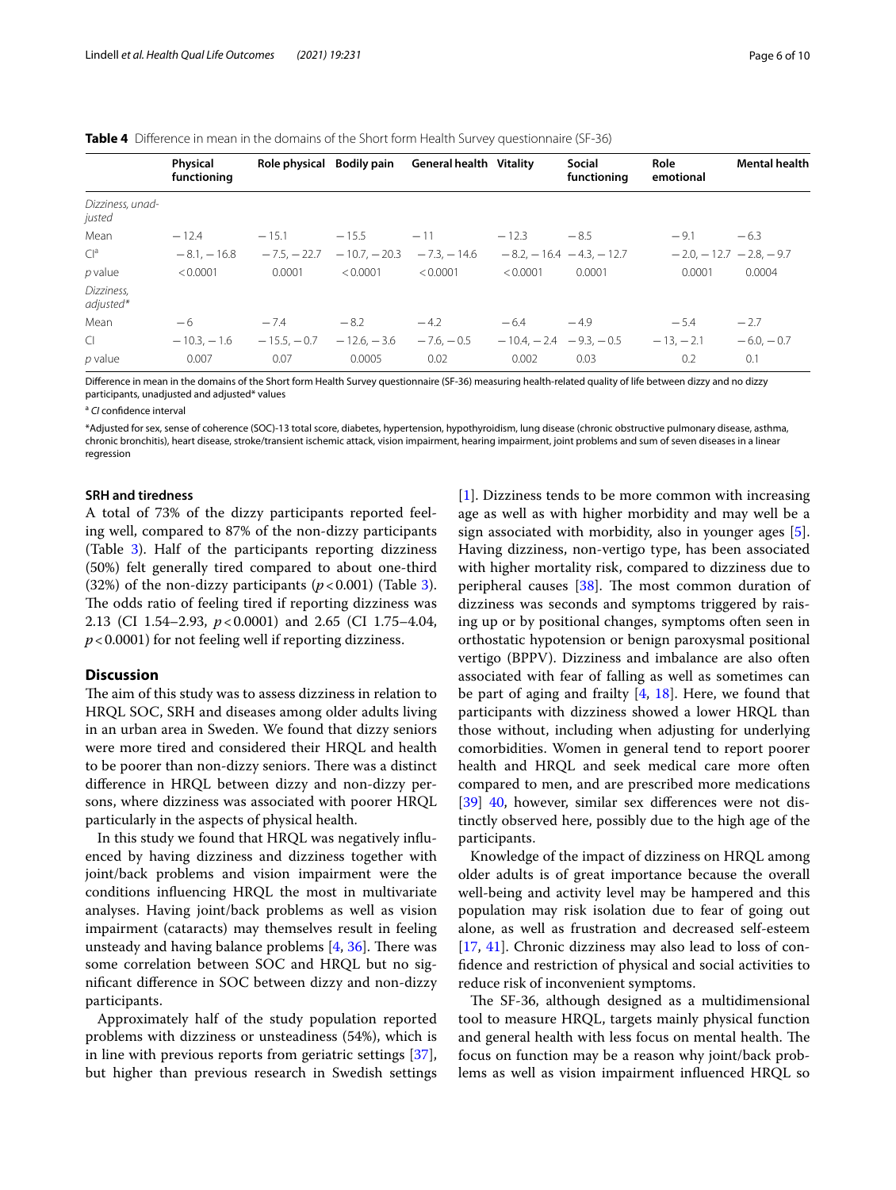**Table 4** Difference in mean in the domains of the Short form Health Survey questionnaire (SF-36)

| | Physical functioning | Role physical | Bodily pain | General health | Vitality | Social functioning | Role emotional | Mental health |
|---|---|---|---|---|---|---|---|---|
| *Dizziness, unadjusted* | | | | | | | | |
| Mean | −12.4 | −15.1 | −15.5 | −11 | −12.3 | −8.5 | −9.1 | −6.3 |
| CI[a] | −8.1, −16.8 | −7.5, −22.7 | −10.7, −20.3 | −7.3, −14.6 | −8.2, −16.4 | −4.3, −12.7 | −2.0, −12.7 | −2.8, −9.7 |
| *p* value | <0.0001 | 0.0001 | <0.0001 | <0.0001 | <0.0001 | 0.0001 | 0.0001 | 0.0004 |
| *Dizziness, adjusted** | | | | | | | | |
| Mean | −6 | −7.4 | −8.2 | −4.2 | −6.4 | −4.9 | −5.4 | −2.7 |
| CI | −10.3, −1.6 | −15.5, −0.7 | −12.6, −3.6 | −7.6, −0.5 | −10.4, −2.4 | −9.3, −0.5 | −13, −2.1 | −6.0, −0.7 |
| *p* value | 0.007 | 0.07 | 0.0005 | 0.02 | 0.002 | 0.03 | 0.2 | 0.1 |

Difference in mean in the domains of the Short form Health Survey questionnaire (SF-36) measuring health-related quality of life between dizzy and no dizzy participants, unadjusted and adjusted* values

[a] *CI* confidence interval

*Adjusted for sex, sense of coherence (SOC)-13 total score, diabetes, hypertension, hypothyroidism, lung disease (chronic obstructive pulmonary disease, asthma, chronic bronchitis), heart disease, stroke/transient ischemic attack, vision impairment, hearing impairment, joint problems and sum of seven diseases in a linear regression

### SRH and tiredness

A total of 73% of the dizzy participants reported feeling well, compared to 87% of the non-dizzy participants (Table 3). Half of the participants reporting dizziness (50%) felt generally tired compared to about one-third (32%) of the non-dizzy participants ($p < 0.001$) (Table 3). The odds ratio of feeling tired if reporting dizziness was 2.13 (CI 1.54–2.93, $p < 0.0001$) and 2.65 (CI 1.75–4.04, $p < 0.0001$) for not feeling well if reporting dizziness.

## Discussion

The aim of this study was to assess dizziness in relation to HRQL SOC, SRH and diseases among older adults living in an urban area in Sweden. We found that dizzy seniors were more tired and considered their HRQL and health to be poorer than non-dizzy seniors. There was a distinct difference in HRQL between dizzy and non-dizzy persons, where dizziness was associated with poorer HRQL particularly in the aspects of physical health.

In this study we found that HRQL was negatively influenced by having dizziness and dizziness together with joint/back problems and vision impairment were the conditions influencing HRQL the most in multivariate analyses. Having joint/back problems as well as vision impairment (cataracts) may themselves result in feeling unsteady and having balance problems [4, 36]. There was some correlation between SOC and HRQL but no significant difference in SOC between dizzy and non-dizzy participants.

Approximately half of the study population reported problems with dizziness or unsteadiness (54%), which is in line with previous reports from geriatric settings [37], but higher than previous research in Swedish settings [1]. Dizziness tends to be more common with increasing age as well as with higher morbidity and may well be a sign associated with morbidity, also in younger ages [5]. Having dizziness, non-vertigo type, has been associated with higher mortality risk, compared to dizziness due to peripheral causes [38]. The most common duration of dizziness was seconds and symptoms triggered by raising up or by positional changes, symptoms often seen in orthostatic hypotension or benign paroxysmal positional vertigo (BPPV). Dizziness and imbalance are also often associated with fear of falling as well as sometimes can be part of aging and frailty [4, 18]. Here, we found that participants with dizziness showed a lower HRQL than those without, including when adjusting for underlying comorbidities. Women in general tend to report poorer health and HRQL and seek medical care more often compared to men, and are prescribed more medications [39] 40, however, similar sex differences were not distinctly observed here, possibly due to the high age of the participants.

Knowledge of the impact of dizziness on HRQL among older adults is of great importance because the overall well-being and activity level may be hampered and this population may risk isolation due to fear of going out alone, as well as frustration and decreased self-esteem [17, 41]. Chronic dizziness may also lead to loss of confidence and restriction of physical and social activities to reduce risk of inconvenient symptoms.

The SF-36, although designed as a multidimensional tool to measure HRQL, targets mainly physical function and general health with less focus on mental health. The focus on function may be a reason why joint/back problems as well as vision impairment influenced HRQL so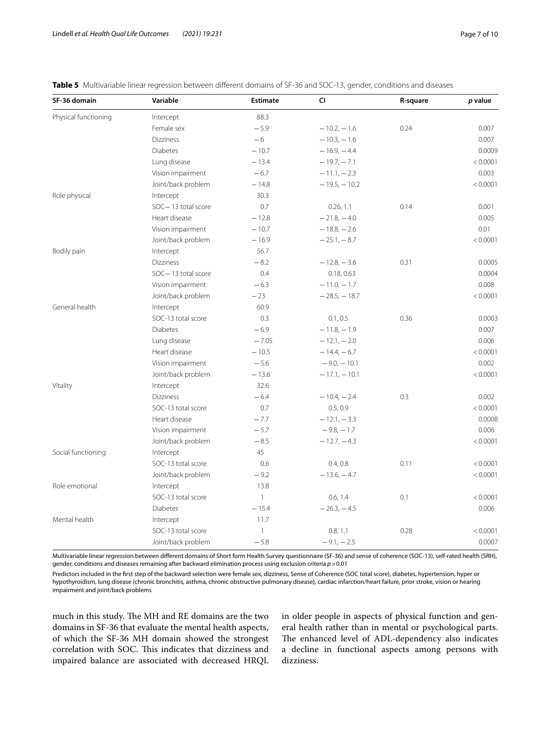**Table 5** Multivariable linear regression between different domains of SF-36 and SOC-13, gender, conditions and diseases

| SF-36 domain | Variable | Estimate | CI | R-square | *p* value |
|---|---|---|---|---|---|
| Physical functioning | Intercept | 88.3 | | | |
| | Female sex | −5.9 | −10.2, −1.6 | 0.24 | 0.007 |
| | Dizziness | −6 | −10.3, −1.6 | | 0.007 |
| | Diabetes | −10.7 | −16.9, −4.4 | | 0.0009 |
| | Lung disease | −13.4 | −19.7, −7.1 | | < 0.0001 |
| | Vision impairment | −6.7 | −11.1, −2.3 | | 0.003 |
| | Joint/back problem | −14.8 | −19.5, −10.2 | | < 0.0001 |
| Role physical | Intercept | 30.3 | | | |
| | SOC−13 total score | 0.7 | 0.26, 1.1 | 0.14 | 0.001 |
| | Heart disease | −12.8 | −21.8, −4.0 | | 0.005 |
| | Vision impairment | −10.7 | −18.8, −2.6 | | 0.01 |
| | Joint/back problem | −16.9 | −25.1, −8.7 | | < 0.0001 |
| Bodily pain | Intercept | 56.7 | | | |
| | Dizziness | −8.2 | −12.8, −3.6 | 0.31 | 0.0005 |
| | SOC−13 total score | 0.4 | 0.18, 0.63 | | 0.0004 |
| | Vision impairment | −6.3 | −11.0, −1.7 | | 0.008 |
| | Joint/back problem | −23 | −28.5, −18.7 | | < 0.0001 |
| General health | Intercept | 60.9 | | | |
| | SOC-13 total score | 0.3 | 0.1, 0.5 | 0.36 | 0.0003 |
| | Diabetes | −6.9 | −11.8, −1.9 | | 0.007 |
| | Lung disease | −7.05 | −12.1, −2.0 | | 0.006 |
| | Heart disease | −10.5 | −14.4, −6.7 | | < 0.0001 |
| | Vision impairment | −5.6 | −9.0, −10.1 | | 0.002 |
| | Joint/back problem | −13.6 | −17.1, −10.1 | | < 0.0001 |
| Vitality | Intercept | 32.6 | | | |
| | Dizziness | −6.4 | −10.4, −2.4 | 0.3 | 0.002 |
| | SOC-13 total score | 0.7 | 0.5, 0.9 | | < 0.0001 |
| | Heart disease | −7.7 | −12.1, −3.3 | | 0.0008 |
| | Vision impairment | −5.7 | −9.8, −1.7 | | 0.006 |
| | Joint/back problem | −8.5 | −12.7, −4.3 | | < 0.0001 |
| Social functioning | Intercept | 45 | | | |
| | SOC-13 total score | 0.6 | 0.4, 0.8 | 0.11 | < 0.0001 |
| | Joint/back problem | −9.2 | −13.6, −4.7 | | < 0.0001 |
| Role emotional | Intercept | 13.8 | | | |
| | SOC-13 total score | 1 | 0.6, 1.4 | 0.1 | < 0.0001 |
| | Diabetes | −15.4 | −26.3, −4.5 | | 0.006 |
| Mental health | Intercept | 11.7 | | | |
| | SOC-13 total score | 1 | 0.8, 1.1 | 0.28 | < 0.0001 |
| | Joint/back problem | −5.8 | −9.1, −2.5 | | 0.0007 |

Multivariable linear regression between different domains of Short form Health Survey questionnaire (SF-36) and sense of coherence (SOC-13), self-rated health (SRH), gender, conditions and diseases remaining after backward elimination process using exclusion criteria $p > 0.01$

Predictors included in the first step of the backward selection were female sex, dizziness, Sense of Coherence (SOC total score), diabetes, hypertension, hyper or hypothyroidism, lung disease (chronic bronchitis, asthma, chronic obstructive pulmonary disease), cardiac infarction/heart failure, prior stroke, vision or hearing impairment and joint/back problems

much in this study. The MH and RE domains are the two domains in SF-36 that evaluate the mental health aspects, of which the SF-36 MH domain showed the strongest correlation with SOC. This indicates that dizziness and impaired balance are associated with decreased HRQL in older people in aspects of physical function and general health rather than in mental or psychological parts. The enhanced level of ADL-dependency also indicates a decline in functional aspects among persons with dizziness.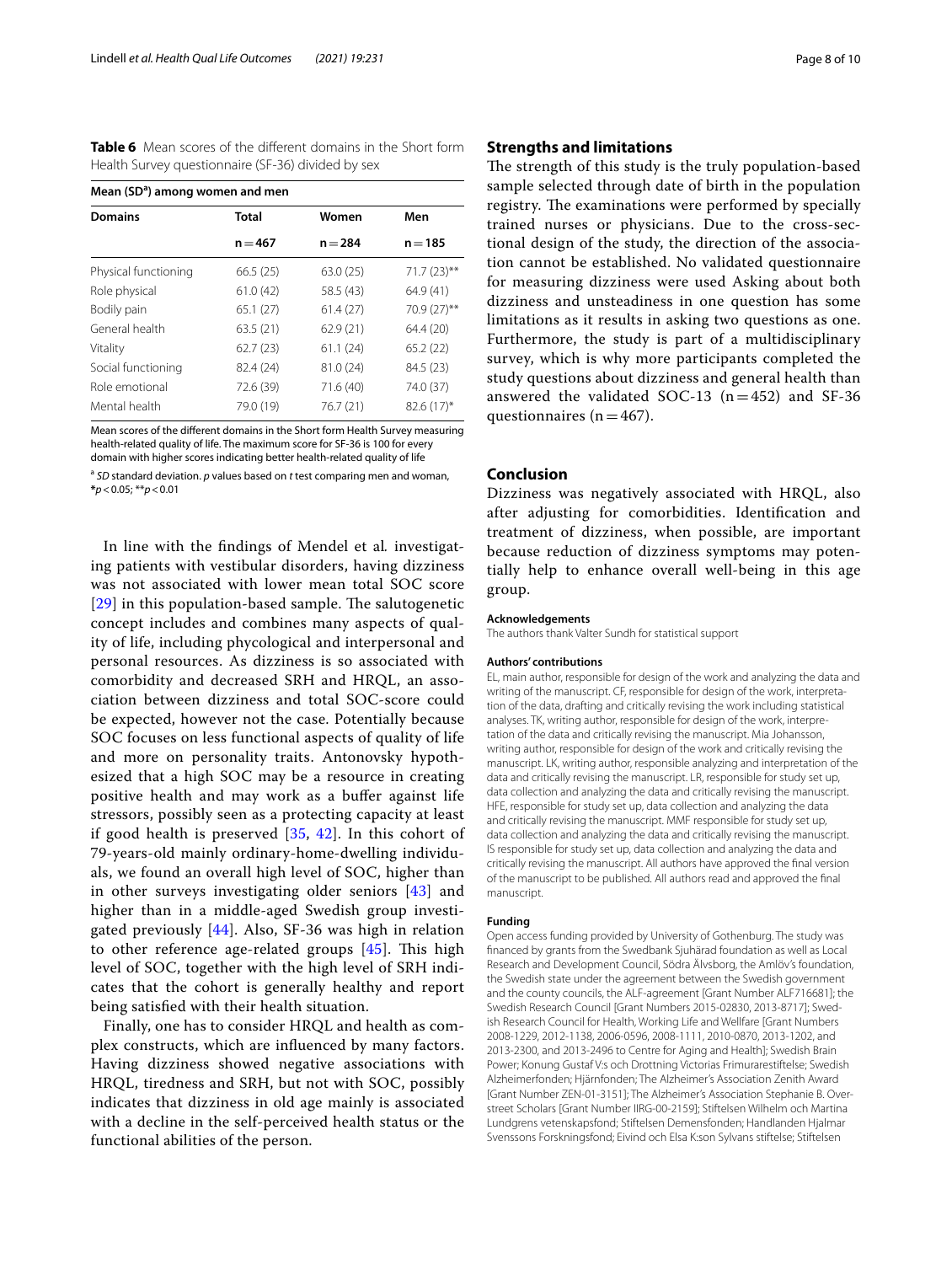**Table 6** Mean scores of the different domains in the Short form Health Survey questionnaire (SF-36) divided by sex

| Mean (SD[a]) among women and men | | | |
|---|---|---|---|
| **Domains** | **Total** | **Women** | **Men** |
| | **n = 467** | **n = 284** | **n = 185** |
| Physical functioning | 66.5 (25) | 63.0 (25) | 71.7 (23)** |
| Role physical | 61.0 (42) | 58.5 (43) | 64.9 (41) |
| Bodily pain | 65.1 (27) | 61.4 (27) | 70.9 (27)** |
| General health | 63.5 (21) | 62.9 (21) | 64.4 (20) |
| Vitality | 62.7 (23) | 61.1 (24) | 65.2 (22) |
| Social functioning | 82.4 (24) | 81.0 (24) | 84.5 (23) |
| Role emotional | 72.6 (39) | 71.6 (40) | 74.0 (37) |
| Mental health | 79.0 (19) | 76.7 (21) | 82.6 (17)* |

Mean scores of the different domains in the Short form Health Survey measuring health-related quality of life. The maximum score for SF-36 is 100 for every domain with higher scores indicating better health-related quality of life

[a] *SD* standard deviation. *p* values based on *t* test comparing men and woman, *$p < 0.05$; **$p < 0.01$

In line with the findings of Mendel et al*.* investigating patients with vestibular disorders, having dizziness was not associated with lower mean total SOC score [29] in this population-based sample. The salutogenetic concept includes and combines many aspects of quality of life, including phycological and interpersonal and personal resources. As dizziness is so associated with comorbidity and decreased SRH and HRQL, an association between dizziness and total SOC-score could be expected, however not the case. Potentially because SOC focuses on less functional aspects of quality of life and more on personality traits. Antonovsky hypothesized that a high SOC may be a resource in creating positive health and may work as a buffer against life stressors, possibly seen as a protecting capacity at least if good health is preserved [35, 42]. In this cohort of 79-years-old mainly ordinary-home-dwelling individuals, we found an overall high level of SOC, higher than in other surveys investigating older seniors [43] and higher than in a middle-aged Swedish group investigated previously [44]. Also, SF-36 was high in relation to other reference age-related groups [45]. This high level of SOC, together with the high level of SRH indicates that the cohort is generally healthy and report being satisfied with their health situation.

Finally, one has to consider HRQL and health as complex constructs, which are influenced by many factors. Having dizziness showed negative associations with HRQL, tiredness and SRH, but not with SOC, possibly indicates that dizziness in old age mainly is associated with a decline in the self-perceived health status or the functional abilities of the person.

## Strengths and limitations

The strength of this study is the truly population-based sample selected through date of birth in the population registry. The examinations were performed by specially trained nurses or physicians. Due to the cross-sectional design of the study, the direction of the association cannot be established. No validated questionnaire for measuring dizziness were used Asking about both dizziness and unsteadiness in one question has some limitations as it results in asking two questions as one. Furthermore, the study is part of a multidisciplinary survey, which is why more participants completed the study questions about dizziness and general health than answered the validated SOC-13 (n = 452) and SF-36 questionnaires (n = 467).

## Conclusion

Dizziness was negatively associated with HRQL, also after adjusting for comorbidities. Identification and treatment of dizziness, when possible, are important because reduction of dizziness symptoms may potentially help to enhance overall well-being in this age group.

#### Acknowledgements

The authors thank Valter Sundh for statistical support

#### Authors' contributions

EL, main author, responsible for design of the work and analyzing the data and writing of the manuscript. CF, responsible for design of the work, interpretation of the data, drafting and critically revising the work including statistical analyses. TK, writing author, responsible for design of the work, interpretation of the data and critically revising the manuscript. Mia Johansson, writing author, responsible for design of the work and critically revising the manuscript. LK, writing author, responsible analyzing and interpretation of the data and critically revising the manuscript. LR, responsible for study set up, data collection and analyzing the data and critically revising the manuscript. HFE, responsible for study set up, data collection and analyzing the data and critically revising the manuscript. MMF responsible for study set up, data collection and analyzing the data and critically revising the manuscript. IS responsible for study set up, data collection and analyzing the data and critically revising the manuscript. All authors have approved the final version of the manuscript to be published. All authors read and approved the final manuscript.

#### Funding

Open access funding provided by University of Gothenburg. The study was financed by grants from the Swedbank Sjuhärad foundation as well as Local Research and Development Council, Södra Älvsborg, the Amlöv's foundation, the Swedish state under the agreement between the Swedish government and the county councils, the ALF-agreement [Grant Number ALF716681]; the Swedish Research Council [Grant Numbers 2015-02830, 2013-8717]; Swedish Research Council for Health, Working Life and Wellfare [Grant Numbers 2008-1229, 2012-1138, 2006-0596, 2008-1111, 2010-0870, 2013-1202, and 2013-2300, and 2013-2496 to Centre for Aging and Health]; Swedish Brain Power; Konung Gustaf V:s och Drottning Victorias Frimurarestiftelse; Swedish Alzheimerfonden; Hjärnfonden; The Alzheimer's Association Zenith Award [Grant Number ZEN-01-3151]; The Alzheimer's Association Stephanie B. Overstreet Scholars [Grant Number IIRG-00-2159]; Stiftelsen Wilhelm och Martina Lundgrens vetenskapsfond; Stiftelsen Demensfonden; Handlanden Hjalmar Svenssons Forskningsfond; Eivind och Elsa K:son Sylvans stiftelse; Stiftelsen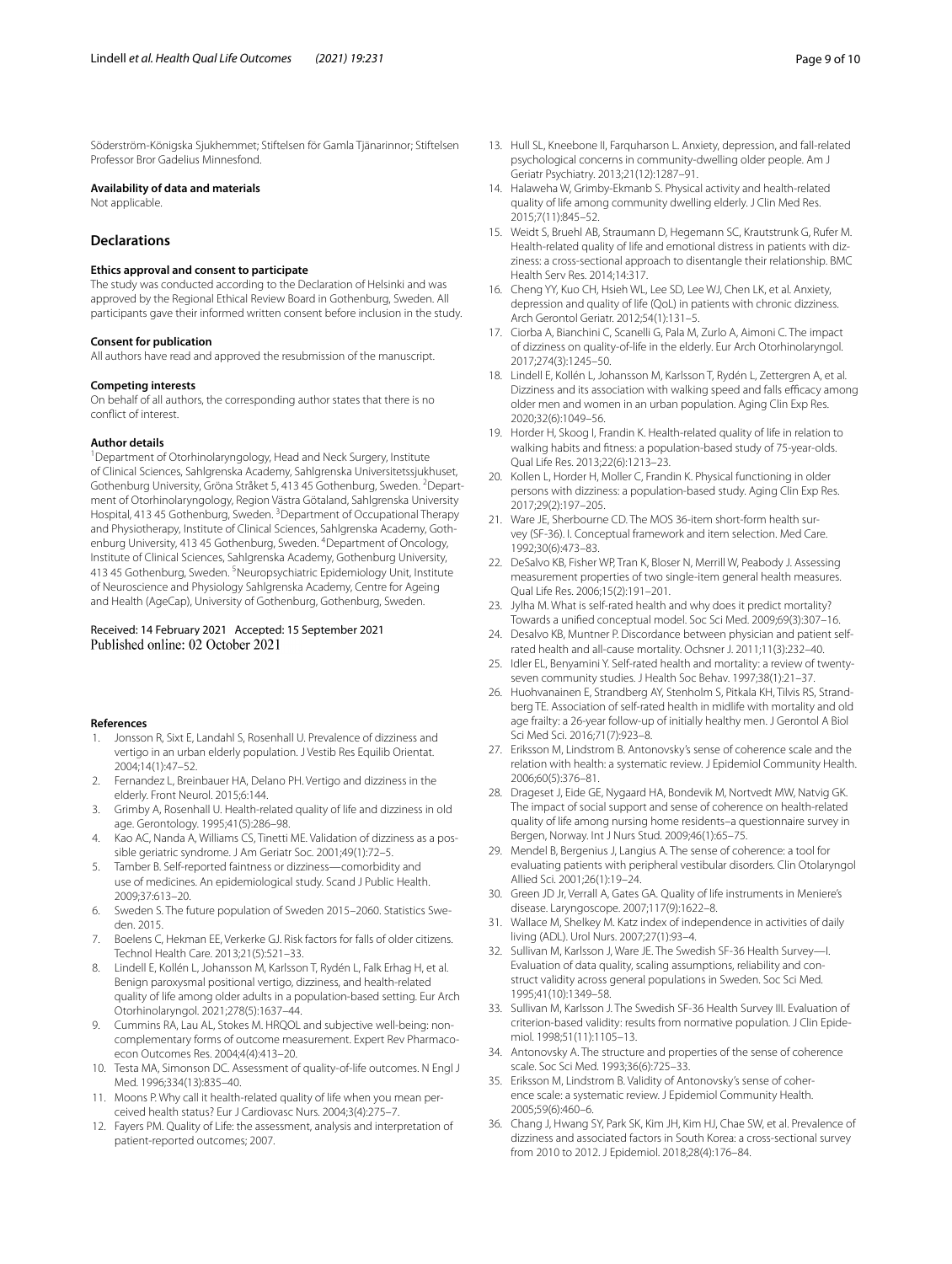Söderström-Königska Sjukhemmet; Stiftelsen för Gamla Tjänarinnor; Stiftelsen Professor Bror Gadelius Minnesfond.

#### Availability of data and materials

Not applicable.

## Declarations

#### Ethics approval and consent to participate

The study was conducted according to the Declaration of Helsinki and was approved by the Regional Ethical Review Board in Gothenburg, Sweden. All participants gave their informed written consent before inclusion in the study.

#### Consent for publication

All authors have read and approved the resubmission of the manuscript.

#### Competing interests

On behalf of all authors, the corresponding author states that there is no conflict of interest.

#### Author details

[1]Department of Otorhinolaryngology, Head and Neck Surgery, Institute of Clinical Sciences, Sahlgrenska Academy, Sahlgrenska Universitetssjukhuset, Gothenburg University, Gröna Stråket 5, 413 45 Gothenburg, Sweden. [2]Department of Otorhinolaryngology, Region Västra Götaland, Sahlgrenska University Hospital, 413 45 Gothenburg, Sweden. [3]Department of Occupational Therapy and Physiotherapy, Institute of Clinical Sciences, Sahlgrenska Academy, Gothenburg University, 413 45 Gothenburg, Sweden. [4]Department of Oncology, Institute of Clinical Sciences, Sahlgrenska Academy, Gothenburg University, 413 45 Gothenburg, Sweden. [5]Neuropsychiatric Epidemiology Unit, Institute of Neuroscience and Physiology Sahlgrenska Academy, Centre for Ageing and Health (AgeCap), University of Gothenburg, Gothenburg, Sweden.

Received: 14 February 2021 Accepted: 15 September 2021
Published online: 02 October 2021

#### References

1. Jonsson R, Sixt E, Landahl S, Rosenhall U. Prevalence of dizziness and vertigo in an urban elderly population. J Vestib Res Equilib Orientat. 2004;14(1):47–52.
2. Fernandez L, Breinbauer HA, Delano PH. Vertigo and dizziness in the elderly. Front Neurol. 2015;6:144.
3. Grimby A, Rosenhall U. Health-related quality of life and dizziness in old age. Gerontology. 1995;41(5):286–98.
4. Kao AC, Nanda A, Williams CS, Tinetti ME. Validation of dizziness as a possible geriatric syndrome. J Am Geriatr Soc. 2001;49(1):72–5.
5. Tamber B. Self-reported faintness or dizziness—comorbidity and use of medicines. An epidemiological study. Scand J Public Health. 2009;37:613–20.
6. Sweden S. The future population of Sweden 2015–2060. Statistics Sweden. 2015.
7. Boelens C, Hekman EE, Verkerke GJ. Risk factors for falls of older citizens. Technol Health Care. 2013;21(5):521–33.
8. Lindell E, Kollén L, Johansson M, Karlsson T, Rydén L, Falk Erhag H, et al. Benign paroxysmal positional vertigo, dizziness, and health-related quality of life among older adults in a population-based setting. Eur Arch Otorhinolaryngol. 2021;278(5):1637–44.
9. Cummins RA, Lau AL, Stokes M. HRQOL and subjective well-being: noncomplementary forms of outcome measurement. Expert Rev Pharmacoecon Outcomes Res. 2004;4(4):413–20.
10. Testa MA, Simonson DC. Assessment of quality-of-life outcomes. N Engl J Med. 1996;334(13):835–40.
11. Moons P. Why call it health-related quality of life when you mean perceived health status? Eur J Cardiovasc Nurs. 2004;3(4):275–7.
12. Fayers PM. Quality of Life: the assessment, analysis and interpretation of patient-reported outcomes; 2007.
13. Hull SL, Kneebone II, Farquharson L. Anxiety, depression, and fall-related psychological concerns in community-dwelling older people. Am J Geriatr Psychiatry. 2013;21(12):1287–91.
14. Halaweha W, Grimby-Ekmanb S. Physical activity and health-related quality of life among community dwelling elderly. J Clin Med Res. 2015;7(11):845–52.
15. Weidt S, Bruehl AB, Straumann D, Hegemann SC, Krautstrunk G, Rufer M. Health-related quality of life and emotional distress in patients with dizziness: a cross-sectional approach to disentangle their relationship. BMC Health Serv Res. 2014;14:317.
16. Cheng YY, Kuo CH, Hsieh WL, Lee SD, Lee WJ, Chen LK, et al. Anxiety, depression and quality of life (QoL) in patients with chronic dizziness. Arch Gerontol Geriatr. 2012;54(1):131–5.
17. Ciorba A, Bianchini C, Scanelli G, Pala M, Zurlo A, Aimoni C. The impact of dizziness on quality-of-life in the elderly. Eur Arch Otorhinolaryngol. 2017;274(3):1245–50.
18. Lindell E, Kollén L, Johansson M, Karlsson T, Rydén L, Zettergren A, et al. Dizziness and its association with walking speed and falls efficacy among older men and women in an urban population. Aging Clin Exp Res. 2020;32(6):1049–56.
19. Horder H, Skoog I, Frandin K. Health-related quality of life in relation to walking habits and fitness: a population-based study of 75-year-olds. Qual Life Res. 2013;22(6):1213–23.
20. Kollen L, Horder H, Moller C, Frandin K. Physical functioning in older persons with dizziness: a population-based study. Aging Clin Exp Res. 2017;29(2):197–205.
21. Ware JE, Sherbourne CD. The MOS 36-item short-form health survey (SF-36). I. Conceptual framework and item selection. Med Care. 1992;30(6):473–83.
22. DeSalvo KB, Fisher WP, Tran K, Bloser N, Merrill W, Peabody J. Assessing measurement properties of two single-item general health measures. Qual Life Res. 2006;15(2):191–201.
23. Jylha M. What is self-rated health and why does it predict mortality? Towards a unified conceptual model. Soc Sci Med. 2009;69(3):307–16.
24. Desalvo KB, Muntner P. Discordance between physician and patient self-rated health and all-cause mortality. Ochsner J. 2011;11(3):232–40.
25. Idler EL, Benyamini Y. Self-rated health and mortality: a review of twenty-seven community studies. J Health Soc Behav. 1997;38(1):21–37.
26. Huohvanainen E, Strandberg AY, Stenholm S, Pitkala KH, Tilvis RS, Strandberg TE. Association of self-rated health in midlife with mortality and old age frailty: a 26-year follow-up of initially healthy men. J Gerontol A Biol Sci Med Sci. 2016;71(7):923–8.
27. Eriksson M, Lindstrom B. Antonovsky's sense of coherence scale and the relation with health: a systematic review. J Epidemiol Community Health. 2006;60(5):376–81.
28. Drageset J, Eide GE, Nygaard HA, Bondevik M, Nortvedt MW, Natvig GK. The impact of social support and sense of coherence on health-related quality of life among nursing home residents–a questionnaire survey in Bergen, Norway. Int J Nurs Stud. 2009;46(1):65–75.
29. Mendel B, Bergenius J, Langius A. The sense of coherence: a tool for evaluating patients with peripheral vestibular disorders. Clin Otolaryngol Allied Sci. 2001;26(1):19–24.
30. Green JD Jr, Verrall A, Gates GA. Quality of life instruments in Meniere's disease. Laryngoscope. 2007;117(9):1622–8.
31. Wallace M, Shelkey M. Katz index of independence in activities of daily living (ADL). Urol Nurs. 2007;27(1):93–4.
32. Sullivan M, Karlsson J, Ware JE. The Swedish SF-36 Health Survey—I. Evaluation of data quality, scaling assumptions, reliability and construct validity across general populations in Sweden. Soc Sci Med. 1995;41(10):1349–58.
33. Sullivan M, Karlsson J. The Swedish SF-36 Health Survey III. Evaluation of criterion-based validity: results from normative population. J Clin Epidemiol. 1998;51(11):1105–13.
34. Antonovsky A. The structure and properties of the sense of coherence scale. Soc Sci Med. 1993;36(6):725–33.
35. Eriksson M, Lindstrom B. Validity of Antonovsky's sense of coherence scale: a systematic review. J Epidemiol Community Health. 2005;59(6):460–6.
36. Chang J, Hwang SY, Park SK, Kim JH, Kim HJ, Chae SW, et al. Prevalence of dizziness and associated factors in South Korea: a cross-sectional survey from 2010 to 2012. J Epidemiol. 2018;28(4):176–84.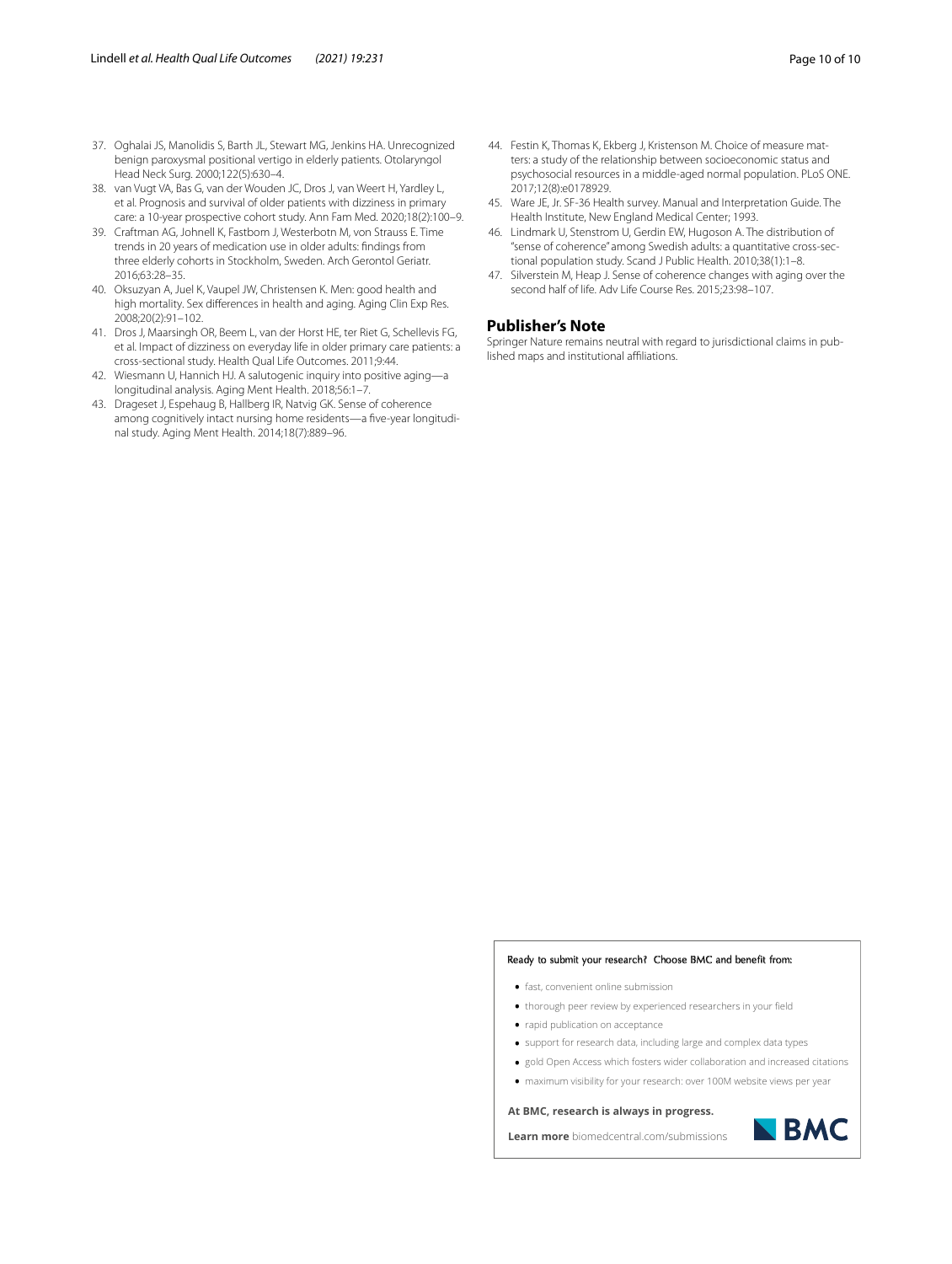37. Oghalai JS, Manolidis S, Barth JL, Stewart MG, Jenkins HA. Unrecognized benign paroxysmal positional vertigo in elderly patients. Otolaryngol Head Neck Surg. 2000;122(5):630–4.
38. van Vugt VA, Bas G, van der Wouden JC, Dros J, van Weert H, Yardley L, et al. Prognosis and survival of older patients with dizziness in primary care: a 10-year prospective cohort study. Ann Fam Med. 2020;18(2):100–9.
39. Craftman AG, Johnell K, Fastbom J, Westerbotn M, von Strauss E. Time trends in 20 years of medication use in older adults: findings from three elderly cohorts in Stockholm, Sweden. Arch Gerontol Geriatr. 2016;63:28–35.
40. Oksuzyan A, Juel K, Vaupel JW, Christensen K. Men: good health and high mortality. Sex differences in health and aging. Aging Clin Exp Res. 2008;20(2):91–102.
41. Dros J, Maarsingh OR, Beem L, van der Horst HE, ter Riet G, Schellevis FG, et al. Impact of dizziness on everyday life in older primary care patients: a cross-sectional study. Health Qual Life Outcomes. 2011;9:44.
42. Wiesmann U, Hannich HJ. A salutogenic inquiry into positive aging—a longitudinal analysis. Aging Ment Health. 2018;56:1–7.
43. Drageset J, Espehaug B, Hallberg IR, Natvig GK. Sense of coherence among cognitively intact nursing home residents—a five-year longitudinal study. Aging Ment Health. 2014;18(7):889–96.
44. Festin K, Thomas K, Ekberg J, Kristenson M. Choice of measure matters: a study of the relationship between socioeconomic status and psychosocial resources in a middle-aged normal population. PLoS ONE. 2017;12(8):e0178929.
45. Ware JE, Jr. SF-36 Health survey. Manual and Interpretation Guide. The Health Institute, New England Medical Center; 1993.
46. Lindmark U, Stenstrom U, Gerdin EW, Hugoson A. The distribution of "sense of coherence" among Swedish adults: a quantitative cross-sectional population study. Scand J Public Health. 2010;38(1):1–8.
47. Silverstein M, Heap J. Sense of coherence changes with aging over the second half of life. Adv Life Course Res. 2015;23:98–107.

## Publisher's Note

Springer Nature remains neutral with regard to jurisdictional claims in published maps and institutional affiliations.

Ready to submit your research? Choose BMC and benefit from:

- fast, convenient online submission
- thorough peer review by experienced researchers in your field
- rapid publication on acceptance
- support for research data, including large and complex data types
- gold Open Access which fosters wider collaboration and increased citations
- maximum visibility for your research: over 100M website views per year

**At BMC, research is always in progress.**

**Learn more** biomedcentral.com/submissions

BMC